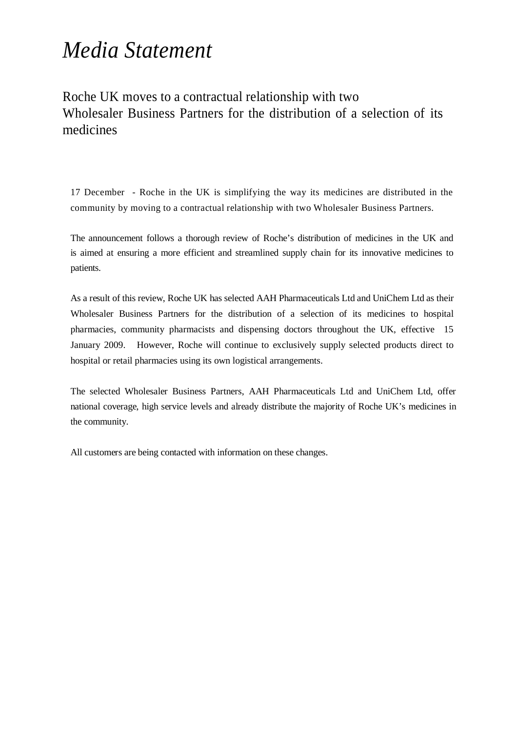# *Media Statement*

## Roche UK moves to a contractual relationship with two Wholesaler Business Partners for the distribution of a selection of its medicines

17 December - Roche in the UK is simplifying the way its medicines are distributed in the community by moving to a contractual relationship with two Wholesaler Business Partners.

The announcement follows a thorough review of Roche's distribution of medicines in the UK and is aimed at ensuring a more efficient and streamlined supply chain for its innovative medicines to patients.

As a result of this review, Roche UK has selected AAH Pharmaceuticals Ltd and UniChem Ltd as their Wholesaler Business Partners for the distribution of a selection of its medicines to hospital pharmacies, community pharmacists and dispensing doctors throughout the UK, effective 15 January 2009. However, Roche will continue to exclusively supply selected products direct to hospital or retail pharmacies using its own logistical arrangements.

The selected Wholesaler Business Partners, AAH Pharmaceuticals Ltd and UniChem Ltd, offer national coverage, high service levels and already distribute the majority of Roche UK's medicines in the community.

All customers are being contacted with information on these changes.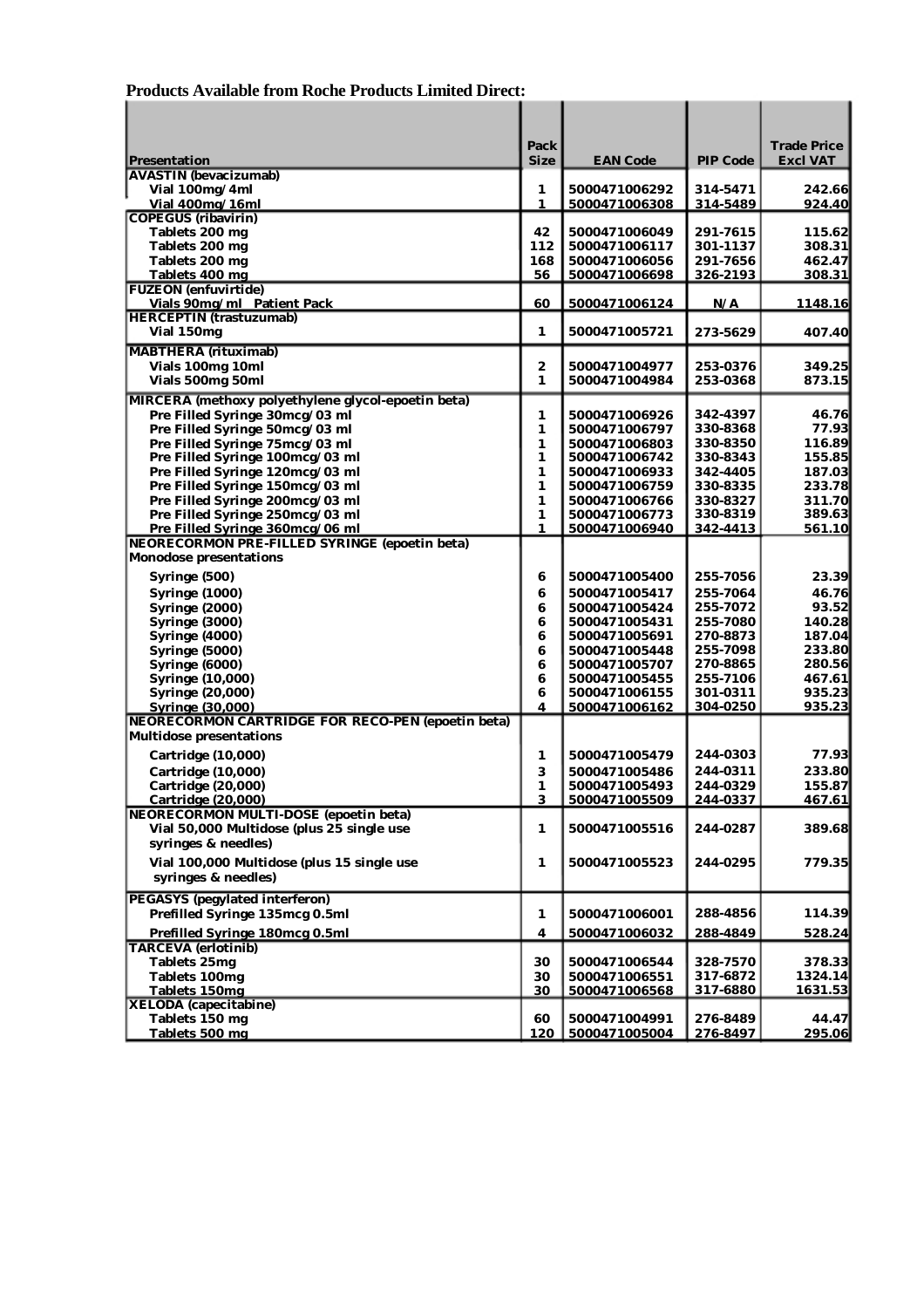**Products Available from Roche Products Limited Direct:**

| Presentation | Pack Size | EAN Code | PIP Code | Trade Price Excl VAT |
|---|---|---|---|---|
| **AVASTIN (bevacizumab)** | | | | |
| Vial 100mg/4ml | 1 | 5000471006292 | 314-5471 | 242.66 |
| Vial 400mg/16ml | 1 | 5000471006308 | 314-5489 | 924.40 |
| **COPEGUS (ribavirin)** | | | | |
| Tablets 200 mg | 42 | 5000471006049 | 291-7615 | 115.62 |
| Tablets 200 mg | 112 | 5000471006117 | 301-1137 | 308.31 |
| Tablets 200 mg | 168 | 5000471006056 | 291-7656 | 462.47 |
| Tablets 400 mg | 56 | 5000471006698 | 326-2193 | 308.31 |
| **FUZEON (enfuvirtide)** | | | | |
| Vials 90mg/ml Patient Pack | 60 | 5000471006124 | N/A | 1148.16 |
| **HERCEPTIN (trastuzumab)** | | | | |
| Vial 150mg | 1 | 5000471005721 | 273-5629 | 407.40 |
| **MABTHERA (rituximab)** | | | | |
| Vials 100mg 10ml | 2 | 5000471004977 | 253-0376 | 349.25 |
| Vials 500mg 50ml | 1 | 5000471004984 | 253-0368 | 873.15 |
| **MIRCERA (methoxy polyethylene glycol-epoetin beta)** | | | | |
| Pre Filled Syringe 30mcg/03 ml | 1 | 5000471006926 | 342-4397 | 46.76 |
| Pre Filled Syringe 50mcg/03 ml | 1 | 5000471006797 | 330-8368 | 77.93 |
| Pre Filled Syringe 75mcg/03 ml | 1 | 5000471006803 | 330-8350 | 116.89 |
| Pre Filled Syringe 100mcg/03 ml | 1 | 5000471006742 | 330-8343 | 155.85 |
| Pre Filled Syringe 120mcg/03 ml | 1 | 5000471006933 | 342-4405 | 187.03 |
| Pre Filled Syringe 150mcg/03 ml | 1 | 5000471006759 | 330-8335 | 233.78 |
| Pre Filled Syringe 200mcg/03 ml | 1 | 5000471006766 | 330-8327 | 311.70 |
| Pre Filled Syringe 250mcg/03 ml | 1 | 5000471006773 | 330-8319 | 389.63 |
| Pre Filled Syringe 360mcg/06 ml | 1 | 5000471006940 | 342-4413 | 561.10 |
| **NEORECORMON PRE-FILLED SYRINGE (epoetin beta)** | | | | |
| **Monodose presentations** | | | | |
| Syringe (500) | 6 | 5000471005400 | 255-7056 | 23.39 |
| Syringe (1000) | 6 | 5000471005417 | 255-7064 | 46.76 |
| Syringe (2000) | 6 | 5000471005424 | 255-7072 | 93.52 |
| Syringe (3000) | 6 | 5000471005431 | 255-7080 | 140.28 |
| Syringe (4000) | 6 | 5000471005691 | 270-8873 | 187.04 |
| Syringe (5000) | 6 | 5000471005448 | 255-7098 | 233.80 |
| Syringe (6000) | 6 | 5000471005707 | 270-8865 | 280.56 |
| Syringe (10,000) | 6 | 5000471005455 | 255-7106 | 467.61 |
| Syringe (20,000) | 6 | 5000471006155 | 301-0311 | 935.23 |
| Syringe (30,000) | 4 | 5000471006162 | 304-0250 | 935.23 |
| **NEORECORMON CARTRIDGE FOR RECO-PEN (epoetin beta)** | | | | |
| **Multidose presentations** | | | | |
| Cartridge (10,000) | 1 | 5000471005479 | 244-0303 | 77.93 |
| Cartridge (10,000) | 3 | 5000471005486 | 244-0311 | 233.80 |
| Cartridge (20,000) | 1 | 5000471005493 | 244-0329 | 155.87 |
| Cartridge (20,000) | 3 | 5000471005509 | 244-0337 | 467.61 |
| **NEORECORMON MULTI-DOSE (epoetin beta)** | | | | |
| Vial 50,000 Multidose (plus 25 single use syringes & needles) | 1 | 5000471005516 | 244-0287 | 389.68 |
| Vial 100,000 Multidose (plus 15 single use syringes & needles) | 1 | 5000471005523 | 244-0295 | 779.35 |
| **PEGASYS (pegylated interferon)** | | | | |
| Prefilled Syringe 135mcg 0.5ml | 1 | 5000471006001 | 288-4856 | 114.39 |
| Prefilled Syringe 180mcg 0.5ml | 4 | 5000471006032 | 288-4849 | 528.24 |
| **TARCEVA (erlotinib)** | | | | |
| Tablets 25mg | 30 | 5000471006544 | 328-7570 | 378.33 |
| Tablets 100mg | 30 | 5000471006551 | 317-6872 | 1324.14 |
| Tablets 150mg | 30 | 5000471006568 | 317-6880 | 1631.53 |
| **XELODA (capecitabine)** | | | | |
| Tablets 150 mg | 60 | 5000471004991 | 276-8489 | 44.47 |
| Tablets 500 mg | 120 | 5000471005004 | 276-8497 | 295.06 |